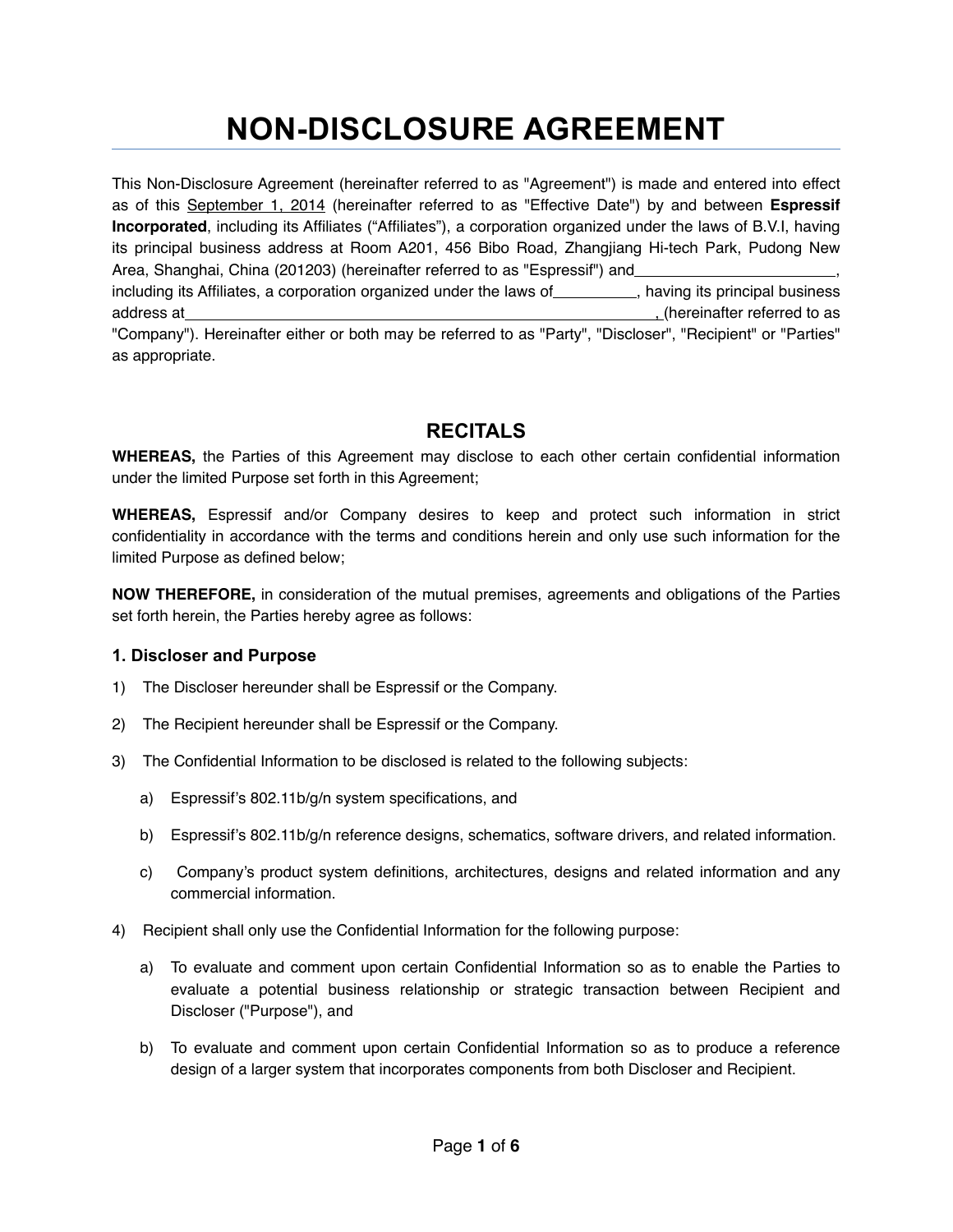# NON-DISCLOSURE AGREEMENT

This Non-Disclosure Agreement (hereinafter referred to as "Agreement") is made and entered into effect as of this September 1, 2014 (hereinafter referred to as "Effective Date") by and between **Espressif Incorporated**, including its Affiliates ("Affiliates"), a corporation organized under the laws of B.V.I, having its principal business address at Room A201, 456 Bibo Road, Zhangjiang Hi-tech Park, Pudong New Area, Shanghai, China (201203) (hereinafter referred to as "Espressif") and________________________, including its Affiliates, a corporation organized under the laws of__________, having its principal business address at________________________________________________________, (hereinafter referred to as "Company"). Hereinafter either or both may be referred to as "Party", "Discloser", "Recipient" or "Parties" as appropriate.

## RECITALS

**WHEREAS,** the Parties of this Agreement may disclose to each other certain confidential information under the limited Purpose set forth in this Agreement;

**WHEREAS,** Espressif and/or Company desires to keep and protect such information in strict confidentiality in accordance with the terms and conditions herein and only use such information for the limited Purpose as defined below;

**NOW THEREFORE,** in consideration of the mutual premises, agreements and obligations of the Parties set forth herein, the Parties hereby agree as follows:

### 1. Discloser and Purpose

1) The Discloser hereunder shall be Espressif or the Company.

2) The Recipient hereunder shall be Espressif or the Company.

3) The Confidential Information to be disclosed is related to the following subjects:

   a) Espressif's 802.11b/g/n system specifications, and

   b) Espressif's 802.11b/g/n reference designs, schematics, software drivers, and related information.

   c) Company's product system definitions, architectures, designs and related information and any commercial information.

4) Recipient shall only use the Confidential Information for the following purpose:

   a) To evaluate and comment upon certain Confidential Information so as to enable the Parties to evaluate a potential business relationship or strategic transaction between Recipient and Discloser ("Purpose"), and

   b) To evaluate and comment upon certain Confidential Information so as to produce a reference design of a larger system that incorporates components from both Discloser and Recipient.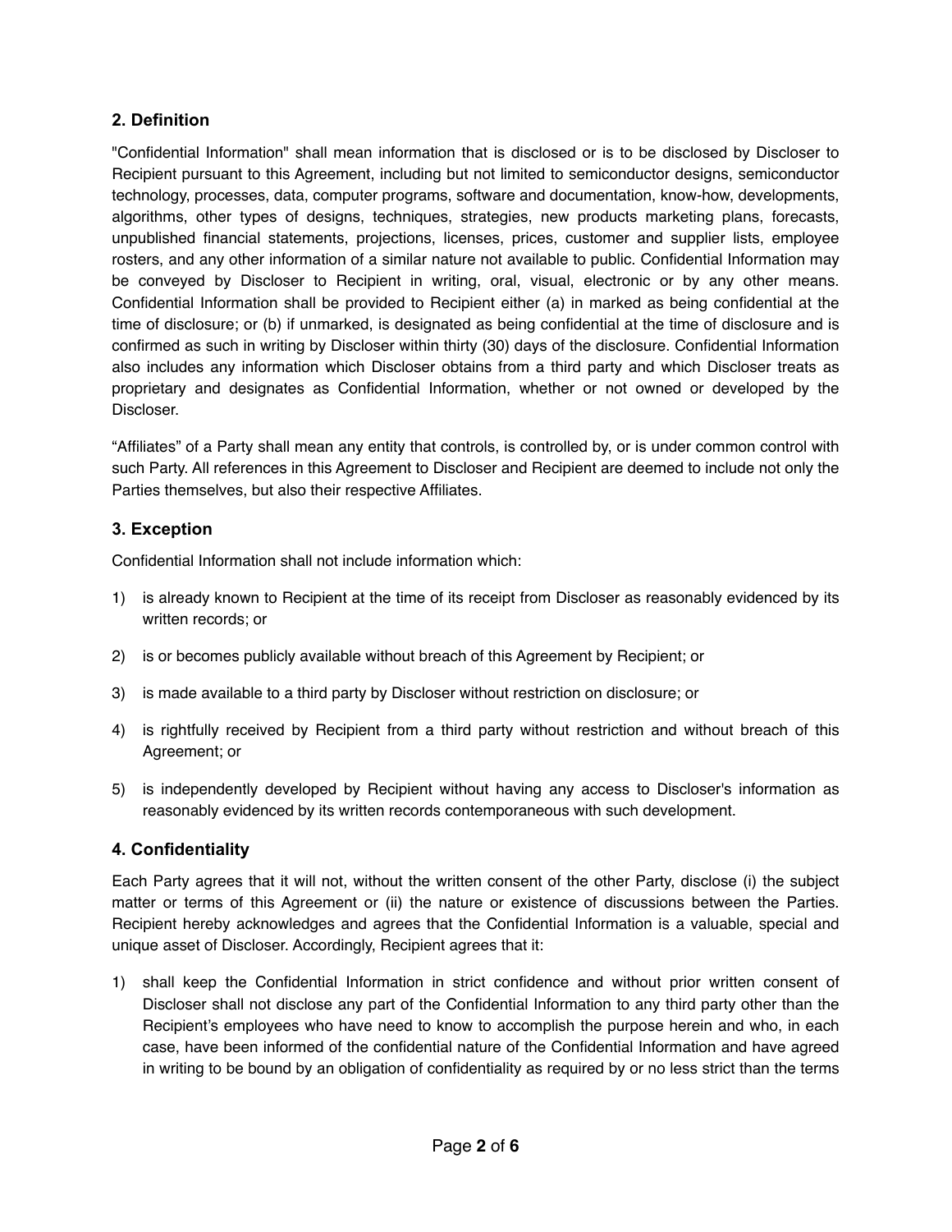## 2. Definition

"Confidential Information" shall mean information that is disclosed or is to be disclosed by Discloser to Recipient pursuant to this Agreement, including but not limited to semiconductor designs, semiconductor technology, processes, data, computer programs, software and documentation, know-how, developments, algorithms, other types of designs, techniques, strategies, new products marketing plans, forecasts, unpublished financial statements, projections, licenses, prices, customer and supplier lists, employee rosters, and any other information of a similar nature not available to public. Confidential Information may be conveyed by Discloser to Recipient in writing, oral, visual, electronic or by any other means. Confidential Information shall be provided to Recipient either (a) in marked as being confidential at the time of disclosure; or (b) if unmarked, is designated as being confidential at the time of disclosure and is confirmed as such in writing by Discloser within thirty (30) days of the disclosure. Confidential Information also includes any information which Discloser obtains from a third party and which Discloser treats as proprietary and designates as Confidential Information, whether or not owned or developed by the Discloser.

"Affiliates" of a Party shall mean any entity that controls, is controlled by, or is under common control with such Party. All references in this Agreement to Discloser and Recipient are deemed to include not only the Parties themselves, but also their respective Affiliates.

## 3. Exception

Confidential Information shall not include information which:

1) is already known to Recipient at the time of its receipt from Discloser as reasonably evidenced by its written records; or
2) is or becomes publicly available without breach of this Agreement by Recipient; or
3) is made available to a third party by Discloser without restriction on disclosure; or
4) is rightfully received by Recipient from a third party without restriction and without breach of this Agreement; or
5) is independently developed by Recipient without having any access to Discloser's information as reasonably evidenced by its written records contemporaneous with such development.

## 4. Confidentiality

Each Party agrees that it will not, without the written consent of the other Party, disclose (i) the subject matter or terms of this Agreement or (ii) the nature or existence of discussions between the Parties. Recipient hereby acknowledges and agrees that the Confidential Information is a valuable, special and unique asset of Discloser. Accordingly, Recipient agrees that it:

1) shall keep the Confidential Information in strict confidence and without prior written consent of Discloser shall not disclose any part of the Confidential Information to any third party other than the Recipient's employees who have need to know to accomplish the purpose herein and who, in each case, have been informed of the confidential nature of the Confidential Information and have agreed in writing to be bound by an obligation of confidentiality as required by or no less strict than the terms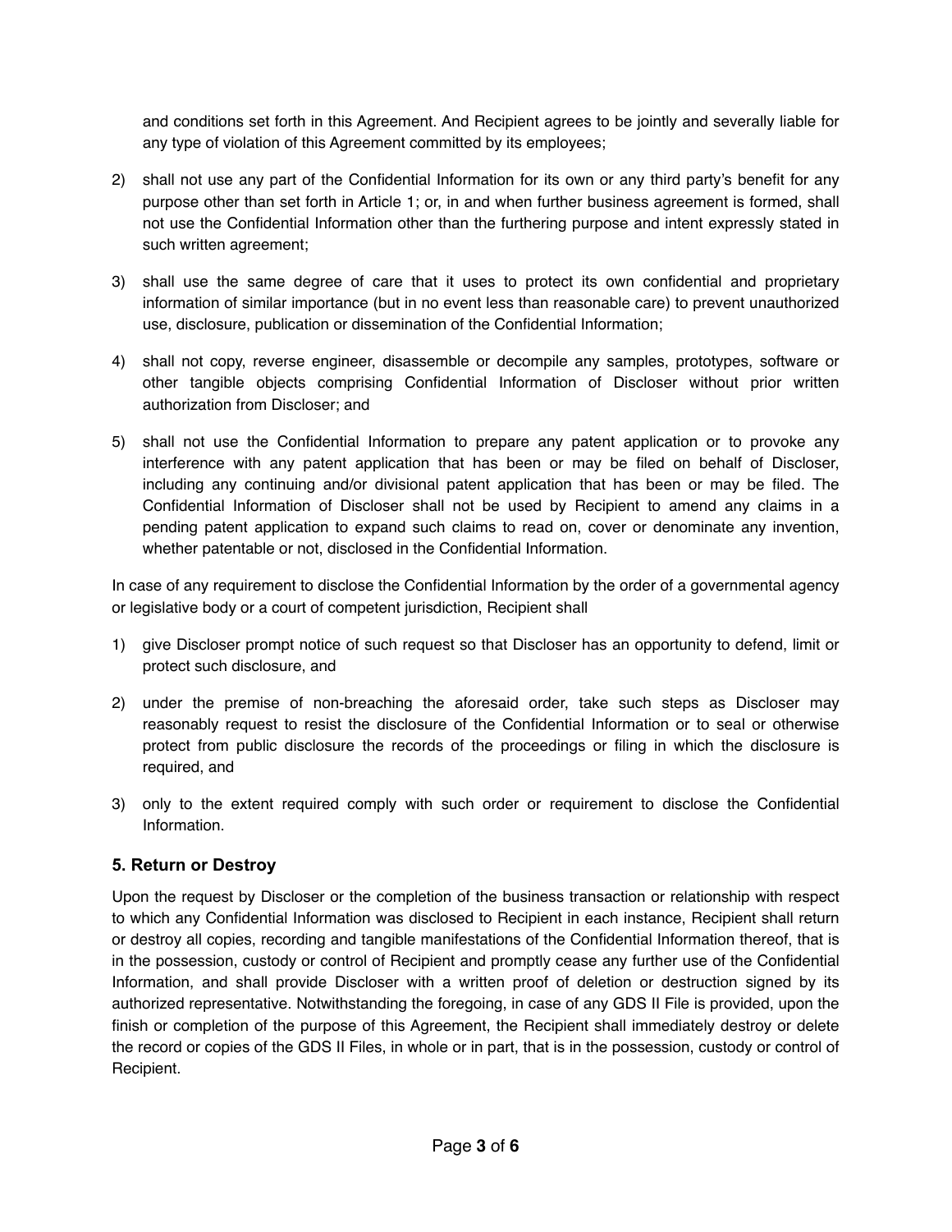and conditions set forth in this Agreement. And Recipient agrees to be jointly and severally liable for any type of violation of this Agreement committed by its employees;

2) shall not use any part of the Confidential Information for its own or any third party's benefit for any purpose other than set forth in Article 1; or, in and when further business agreement is formed, shall not use the Confidential Information other than the furthering purpose and intent expressly stated in such written agreement;

3) shall use the same degree of care that it uses to protect its own confidential and proprietary information of similar importance (but in no event less than reasonable care) to prevent unauthorized use, disclosure, publication or dissemination of the Confidential Information;

4) shall not copy, reverse engineer, disassemble or decompile any samples, prototypes, software or other tangible objects comprising Confidential Information of Discloser without prior written authorization from Discloser; and

5) shall not use the Confidential Information to prepare any patent application or to provoke any interference with any patent application that has been or may be filed on behalf of Discloser, including any continuing and/or divisional patent application that has been or may be filed. The Confidential Information of Discloser shall not be used by Recipient to amend any claims in a pending patent application to expand such claims to read on, cover or denominate any invention, whether patentable or not, disclosed in the Confidential Information.

In case of any requirement to disclose the Confidential Information by the order of a governmental agency or legislative body or a court of competent jurisdiction, Recipient shall

1) give Discloser prompt notice of such request so that Discloser has an opportunity to defend, limit or protect such disclosure, and

2) under the premise of non-breaching the aforesaid order, take such steps as Discloser may reasonably request to resist the disclosure of the Confidential Information or to seal or otherwise protect from public disclosure the records of the proceedings or filing in which the disclosure is required, and

3) only to the extent required comply with such order or requirement to disclose the Confidential Information.

### 5. Return or Destroy

Upon the request by Discloser or the completion of the business transaction or relationship with respect to which any Confidential Information was disclosed to Recipient in each instance, Recipient shall return or destroy all copies, recording and tangible manifestations of the Confidential Information thereof, that is in the possession, custody or control of Recipient and promptly cease any further use of the Confidential Information, and shall provide Discloser with a written proof of deletion or destruction signed by its authorized representative. Notwithstanding the foregoing, in case of any GDS II File is provided, upon the finish or completion of the purpose of this Agreement, the Recipient shall immediately destroy or delete the record or copies of the GDS II Files, in whole or in part, that is in the possession, custody or control of Recipient.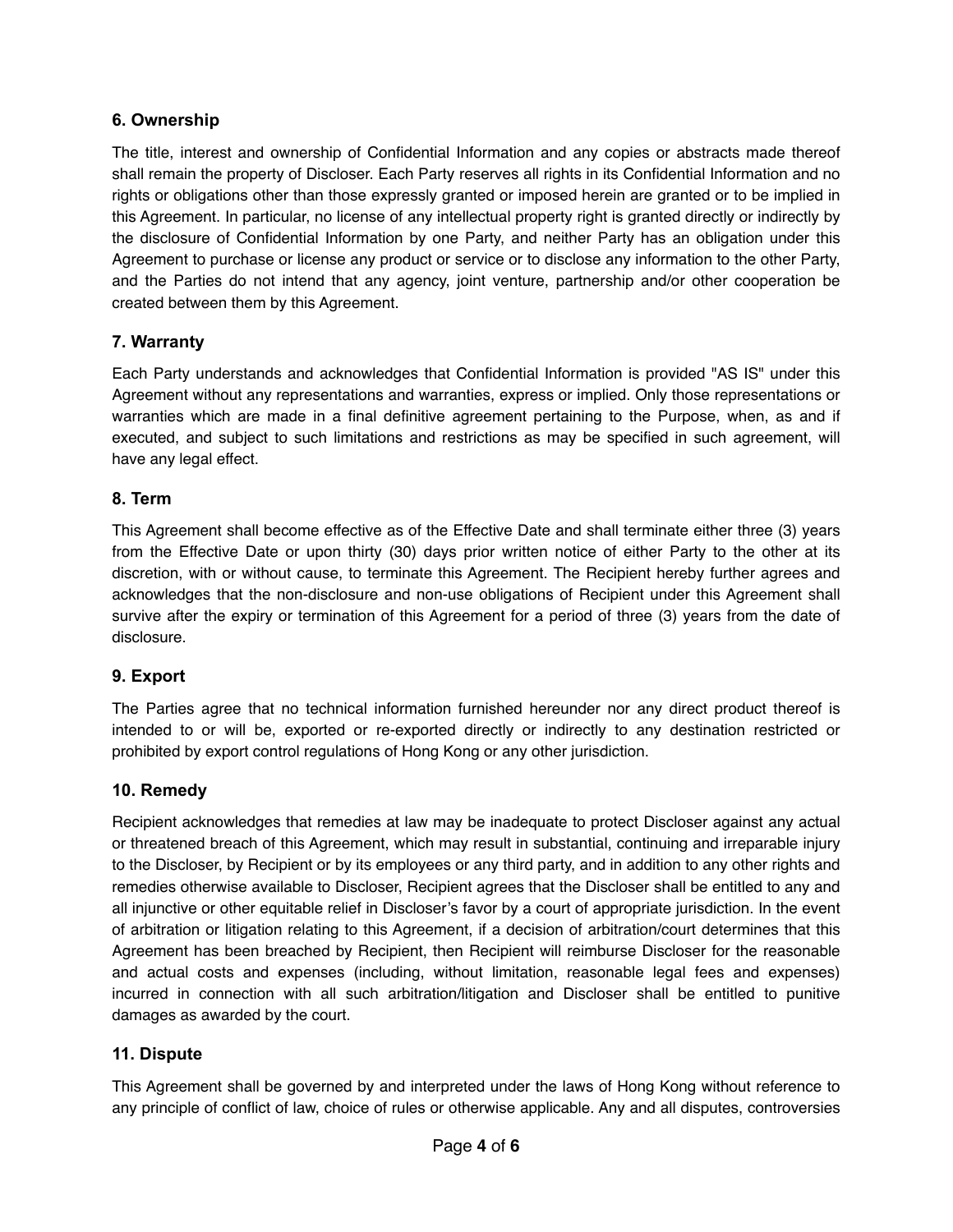### 6. Ownership

The title, interest and ownership of Confidential Information and any copies or abstracts made thereof shall remain the property of Discloser. Each Party reserves all rights in its Confidential Information and no rights or obligations other than those expressly granted or imposed herein are granted or to be implied in this Agreement. In particular, no license of any intellectual property right is granted directly or indirectly by the disclosure of Confidential Information by one Party, and neither Party has an obligation under this Agreement to purchase or license any product or service or to disclose any information to the other Party, and the Parties do not intend that any agency, joint venture, partnership and/or other cooperation be created between them by this Agreement.

### 7. Warranty

Each Party understands and acknowledges that Confidential Information is provided "AS IS" under this Agreement without any representations and warranties, express or implied. Only those representations or warranties which are made in a final definitive agreement pertaining to the Purpose, when, as and if executed, and subject to such limitations and restrictions as may be specified in such agreement, will have any legal effect.

### 8. Term

This Agreement shall become effective as of the Effective Date and shall terminate either three (3) years from the Effective Date or upon thirty (30) days prior written notice of either Party to the other at its discretion, with or without cause, to terminate this Agreement. The Recipient hereby further agrees and acknowledges that the non-disclosure and non-use obligations of Recipient under this Agreement shall survive after the expiry or termination of this Agreement for a period of three (3) years from the date of disclosure.

### 9. Export

The Parties agree that no technical information furnished hereunder nor any direct product thereof is intended to or will be, exported or re-exported directly or indirectly to any destination restricted or prohibited by export control regulations of Hong Kong or any other jurisdiction.

### 10. Remedy

Recipient acknowledges that remedies at law may be inadequate to protect Discloser against any actual or threatened breach of this Agreement, which may result in substantial, continuing and irreparable injury to the Discloser, by Recipient or by its employees or any third party, and in addition to any other rights and remedies otherwise available to Discloser, Recipient agrees that the Discloser shall be entitled to any and all injunctive or other equitable relief in Discloser's favor by a court of appropriate jurisdiction. In the event of arbitration or litigation relating to this Agreement, if a decision of arbitration/court determines that this Agreement has been breached by Recipient, then Recipient will reimburse Discloser for the reasonable and actual costs and expenses (including, without limitation, reasonable legal fees and expenses) incurred in connection with all such arbitration/litigation and Discloser shall be entitled to punitive damages as awarded by the court.

### 11. Dispute

This Agreement shall be governed by and interpreted under the laws of Hong Kong without reference to any principle of conflict of law, choice of rules or otherwise applicable. Any and all disputes, controversies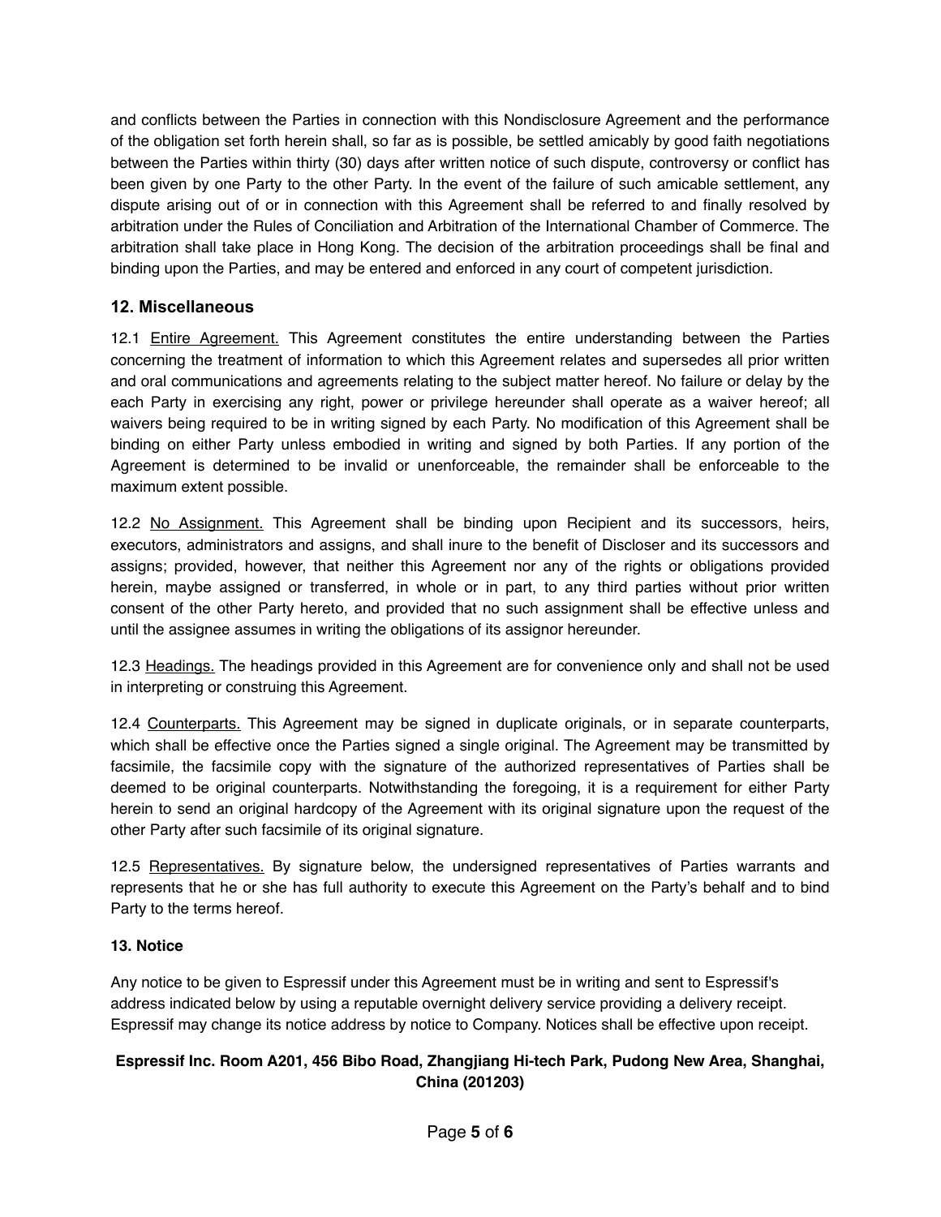and conflicts between the Parties in connection with this Nondisclosure Agreement and the performance of the obligation set forth herein shall, so far as is possible, be settled amicably by good faith negotiations between the Parties within thirty (30) days after written notice of such dispute, controversy or conflict has been given by one Party to the other Party. In the event of the failure of such amicable settlement, any dispute arising out of or in connection with this Agreement shall be referred to and finally resolved by arbitration under the Rules of Conciliation and Arbitration of the International Chamber of Commerce. The arbitration shall take place in Hong Kong. The decision of the arbitration proceedings shall be final and binding upon the Parties, and may be entered and enforced in any court of competent jurisdiction.

## 12. Miscellaneous

12.1 Entire Agreement. This Agreement constitutes the entire understanding between the Parties concerning the treatment of information to which this Agreement relates and supersedes all prior written and oral communications and agreements relating to the subject matter hereof. No failure or delay by the each Party in exercising any right, power or privilege hereunder shall operate as a waiver hereof; all waivers being required to be in writing signed by each Party. No modification of this Agreement shall be binding on either Party unless embodied in writing and signed by both Parties. If any portion of the Agreement is determined to be invalid or unenforceable, the remainder shall be enforceable to the maximum extent possible.

12.2 No Assignment. This Agreement shall be binding upon Recipient and its successors, heirs, executors, administrators and assigns, and shall inure to the benefit of Discloser and its successors and assigns; provided, however, that neither this Agreement nor any of the rights or obligations provided herein, maybe assigned or transferred, in whole or in part, to any third parties without prior written consent of the other Party hereto, and provided that no such assignment shall be effective unless and until the assignee assumes in writing the obligations of its assignor hereunder.

12.3 Headings. The headings provided in this Agreement are for convenience only and shall not be used in interpreting or construing this Agreement.

12.4 Counterparts. This Agreement may be signed in duplicate originals, or in separate counterparts, which shall be effective once the Parties signed a single original. The Agreement may be transmitted by facsimile, the facsimile copy with the signature of the authorized representatives of Parties shall be deemed to be original counterparts. Notwithstanding the foregoing, it is a requirement for either Party herein to send an original hardcopy of the Agreement with its original signature upon the request of the other Party after such facsimile of its original signature.

12.5 Representatives. By signature below, the undersigned representatives of Parties warrants and represents that he or she has full authority to execute this Agreement on the Party's behalf and to bind Party to the terms hereof.

**13. Notice**

Any notice to be given to Espressif under this Agreement must be in writing and sent to Espressif's address indicated below by using a reputable overnight delivery service providing a delivery receipt. Espressif may change its notice address by notice to Company. Notices shall be effective upon receipt.

**Espressif Inc. Room A201, 456 Bibo Road, Zhangjiang Hi-tech Park, Pudong New Area, Shanghai, China (201203)**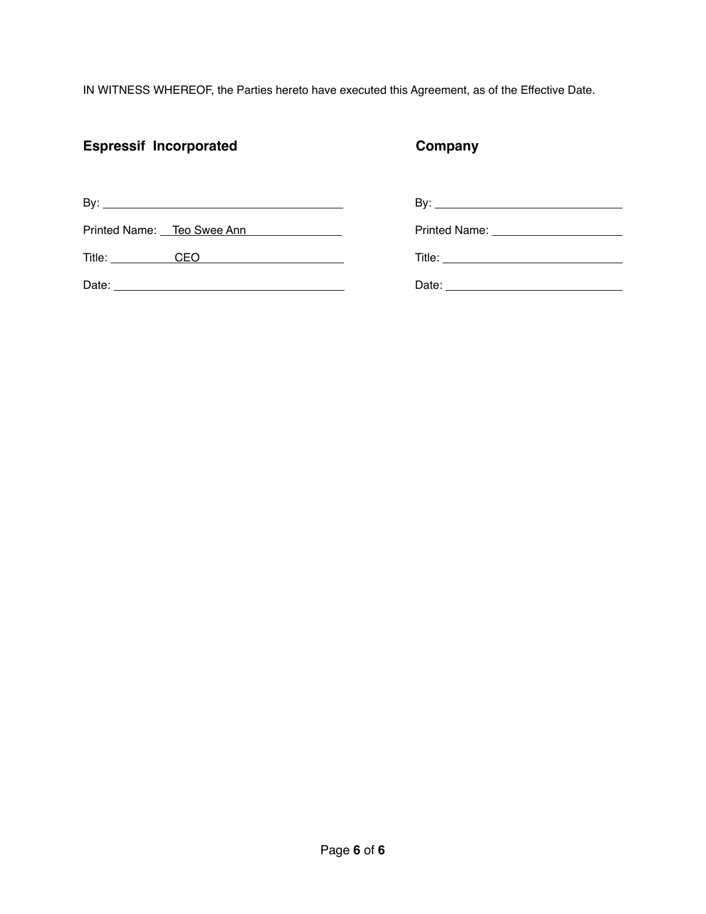IN WITNESS WHEREOF, the Parties hereto have executed this Agreement, as of the Effective Date.

**Espressif Incorporated**

By: ______________________________

Printed Name: Teo Swee Ann

Title: CEO

Date: ______________________________

**Company**

By: ______________________________

Printed Name: ______________________________

Title: ______________________________

Date: ______________________________